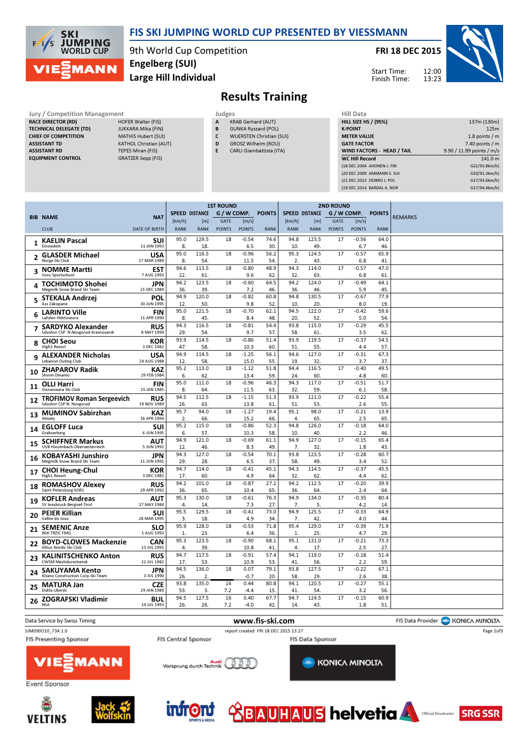# FIS SKI JUMPING WORLD CUP PRESENTED BY VIESSMANN

9th World Cup Competition
Engelberg (SUI)
Large Hill Individual

FRI 18 DEC 2015

Start Time: 12:00
Finish Time: 13:23

## Results Training

**Jury / Competition Management**

| | |
|---|---|
| RACE DIRECTOR (RD) | HOFER Walter (FIS) |
| TECHNICAL DELEGATE (TD) | JUKKARA Mika (FIN) |
| CHIEF OF COMPETITION | MATHIS Hubert (SUI) |
| ASSISTANT TD | KATHOL Christian (AUT) |
| ASSISTANT RD | TEPES Miran (FIS) |
| EQUIPMENT CONTROL | GRATZER Sepp (FIS) |

**Judges**

| | |
|---|---|
| A | KRAB Gerhard (AUT) |
| B | GUNKA Ryszard (POL) |
| C | WUERSTEN Christian (SUI) |
| D | GROSZ Wilhelm (ROU) |
| E | CARLI Giambattista (ITA) |

**Hill Data**

| | |
|---|---|
| HILL SIZE HS / (95%) | 137m (130m) |
| K-POINT | 125m |
| METER VALUE | 1.8 points / m |
| GATE FACTOR | 7.40 points / m |
| WIND FACTORS - HEAD / TAIL | 9.90 / 11.99 points / m/s |
| WC Hill Record | 141.0 m |
| (18 DEC 2004 AHONEN J. FIN | G22/93.8km/h) |
| (20 DEC 2009 AMMANN S. SUI | G10/91.3km/h) |
| (21 DEC 2013 ZIOBRO J. POL | G17/93.6km/h) |
| (19 DEC 2014 BARDAL A. NOR | G17/94.4km/h) |

| BIB | NAME / CLUB | NAT / DATE OF BIRTH | 1st Round SPEED [km/h] / RANK | DISTANCE [m] / RANK | GATE / GATE POINTS | W COMP. [m/s] / POINTS | POINTS / RANK | 2nd Round SPEED [km/h] / RANK | DISTANCE [m] / RANK | GATE / GATE POINTS | W COMP. [m/s] / POINTS | POINTS / RANK | REMARKS |
|---|---|---|---|---|---|---|---|---|---|---|---|---|---|
| 1 | **KAELIN Pascal** Einsiedeln | SUI 11 JAN 1993 | 95.0 8. | 129.5 18. | 18 | -0.54 6.5 | 74.6 30. | 94.8 10. | 123.5 49. | 17 | -0.56 6.7 | 64.0 46. | |
| 2 | **GLASDER Michael** Norge Ski Club | USA 27 MAR 1989 | 95.0 8. | 116.5 54. | 18 | -0.96 11.5 | 56.2 54. | 95.3 2. | 124.5 43. | 17 | -0.57 6.8 | 65.9 41. | |
| 3 | **NOMME Martti** Voru Sportschool | EST 7 AUG 1993 | 94.6 22. | 113.5 61. | 18 | -0.80 9.6 | 48.9 62. | 94.3 32. | 114.0 63. | 17 | -0.57 6.8 | 47.0 61. | |
| 4 | **TOCHIMOTO Shohei** Megmilk Snow Brand Ski Team | JPN 21 DEC 1989 | 94.2 36. | 123.5 39. | 18 | -0.60 7.2 | 64.5 46. | 94.2 36. | 124.0 46. | 17 | -0.49 5.9 | 64.1 45. | |
| 5 | **STEKALA Andrzej** Azs Zakopane | POL 30 JUN 1995 | 94.9 12. | 120.0 50. | 18 | -0.82 9.8 | 60.8 52. | 94.8 10. | 130.5 20. | 17 | -0.67 8.0 | 77.9 19. | |
| 6 | **LARINTO Ville** Lahden Hiihtoseura | FIN 11 APR 1990 | 95.0 8. | 121.5 45. | 18 | -0.70 8.4 | 62.1 48. | 94.5 20. | 122.0 52. | 17 | -0.42 5.0 | 59.6 54. | |
| 7 | **SARDYKO Alexander** Sdushor CSP N.Novgorod-Krasnoyarsk | RUS 8 MAY 1990 | 94.3 29. | 116.5 54. | 18 | -0.81 9.7 | 54.4 57. | 93.8 58. | 115.0 61. | 17 | -0.29 3.5 | 45.5 62. | |
| 8 | **CHOI Seou** High1 Resort | KOR 3 DEC 1982 | 93.9 47. | 114.5 58. | 18 | -0.86 10.3 | 51.4 60. | 93.9 51. | 119.5 55. | 17 | -0.37 4.4 | 54.5 57. | |
| 9 | **ALEXANDER Nicholas** Lebanon Outing Club | USA 24 AUG 1988 | 94.9 12. | 114.5 58. | 18 | -1.25 15.0 | 56.1 55. | 94.6 19. | 127.0 32. | 17 | -0.31 3.7 | 67.3 37. | |
| 10 | **ZHAPAROV Radik** Shvsm Dinamo | KAZ 29 FEB 1984 | 95.2 6. | 113.0 62. | 18 | -1.12 13.4 | 51.8 59. | 94.4 24. | 116.5 60. | 17 | -0.40 4.8 | 49.5 60. | |
| 11 | **OLLI Harri** Ounasvaara Ski Club | FIN 15 JAN 1985 | 95.0 8. | 111.0 64. | 18 | -0.96 11.5 | 46.3 63. | 94.3 32. | 117.0 59. | 17 | -0.51 6.1 | 51.7 58. | |
| 12 | **TROFIMOV Roman Sergeevich** Sdushor CSP N. Novgorod | RUS 19 NOV 1989 | 94.5 26. | 112.5 63. | 18 | -1.15 13.8 | 51.3 61. | 93.9 51. | 121.0 53. | 17 | -0.22 2.6 | 55.4 55. | |
| 13 | **MUMINOV Sabirzhan** Almaty | KAZ 16 APR 1994 | 95.7 2. | 94.0 66. | 18 | -1.27 15.2 | 19.4 66. | 95.1 4. | 98.0 65. | 17 | -0.21 2.5 | 13.9 65. | |
| 14 | **EGLOFF Luca** Grabserberg | SUI 6 JUN 1995 | 95.2 6. | 115.0 57. | 18 | -0.86 10.3 | 52.3 58. | 94.8 10. | 126.0 40. | 17 | -0.18 2.2 | 64.0 46. | |
| 15 | **SCHIFFNER Markus** UVB Hinzenbach-Oberoesterreich | AUT 5 JUN 1992 | 94.9 12. | 121.0 46. | 18 | -0.69 8.3 | 61.1 49. | 94.9 7. | 127.0 32. | 17 | -0.15 1.8 | 65.4 43. | |
| 16 | **KOBAYASHI Junshiro** Megmilk Snow Brand Ski Team | JPN 11 JUN 1991 | 94.3 29. | 127.0 28. | 18 | -0.54 6.5 | 70.1 37. | 93.8 58. | 123.5 49. | 17 | -0.28 3.4 | 60.7 52. | |
| 17 | **CHOI Heung-Chul** High1 Resort | KOR 3 DEC 1981 | 94.7 17. | 114.0 60. | 18 | -0.41 4.9 | 45.1 64. | 94.3 32. | 114.5 62. | 17 | -0.37 4.4 | 45.5 62. | |
| 18 | **ROMASHOV Alexey** Saint-Petersburg KOR1 | RUS 29 APR 1992 | 94.2 36. | 101.0 65. | 18 | -0.87 10.4 | 27.2 65. | 94.2 36. | 112.5 64. | 17 | -0.20 2.4 | 39.9 64. | |
| 19 | **KOFLER Andreas** SV Innsbruck-Bergisel-Tirol | AUT 17 MAY 1984 | 95.3 4. | 130.0 14. | 18 | -0.61 7.3 | 76.3 27. | 94.9 7. | 134.0 5. | 17 | -0.35 4.2 | 80.4 14. | |
| 20 | **PEIER Killian** Vallee du Joux | SUI 28 MAR 1995 | 95.5 3. | 129.5 18. | 18 | -0.41 4.9 | 73.0 34. | 94.9 7. | 125.5 42. | 17 | -0.33 4.0 | 64.9 44. | |
| 21 | **SEMENIC Anze** NSK TRZIC FMG | SLO 1 AUG 1993 | 95.9 1. | 128.0 23. | 18 | -0.53 6.4 | 71.8 36. | 95.4 1. | 129.0 25. | 17 | -0.39 4.7 | 71.9 29. | |
| 22 | **BOYD-CLOWES Mackenzie** Altius Nordic Ski Club | CAN 13 JUL 1991 | 95.3 4. | 123.5 39. | 18 | -0.90 10.8 | 68.1 41. | 95.1 4. | 131.0 17. | 17 | -0.21 2.5 | 73.3 27. | |
| 23 | **KALINITSCHENKO Anton** CWSM Mezhdurechensk | RUS 22 JUL 1982 | 94.7 17. | 117.5 53. | 18 | -0.91 10.9 | 57.4 53. | 94.1 41. | 119.0 56. | 17 | -0.18 2.2 | 51.4 59. | |
| 24 | **SAKUYAMA Kento** Kitano Construction Corp.Ski Team | JPN 3 JUL 1990 | 94.5 26. | 136.0 2. | 18 | 0.07 -0.7 | 79.1 20. | 93.8 58. | 127.5 29. | 17 | -0.22 2.6 | 67.1 38. | |
| 25 | **MATURA Jan** Dukla Liberec | CZE 29 JAN 1980 | 93.8 53. | 135.0 3. | 16 7.2 | 0.44 -4.4 | 80.8 15. | 94.1 41. | 120.5 54. | 17 | -0.27 3.2 | 55.1 56. | |
| 26 | **ZOGRAFSKI Vladimir** NSA | BUL 14 JUL 1993 | 94.5 26. | 127.5 26. | 16 7.2 | 0.40 -4.0 | 67.7 42. | 94.7 14. | 124.5 43. | 17 | -0.15 1.8 | 60.9 51. | |

Data Service by Swiss Timing — www.fis-ski.com — FIS Data Provider KONICA MINOLTA

SJM090O10_73A 1.0 — report created FRI 18 DEC 2015 13:27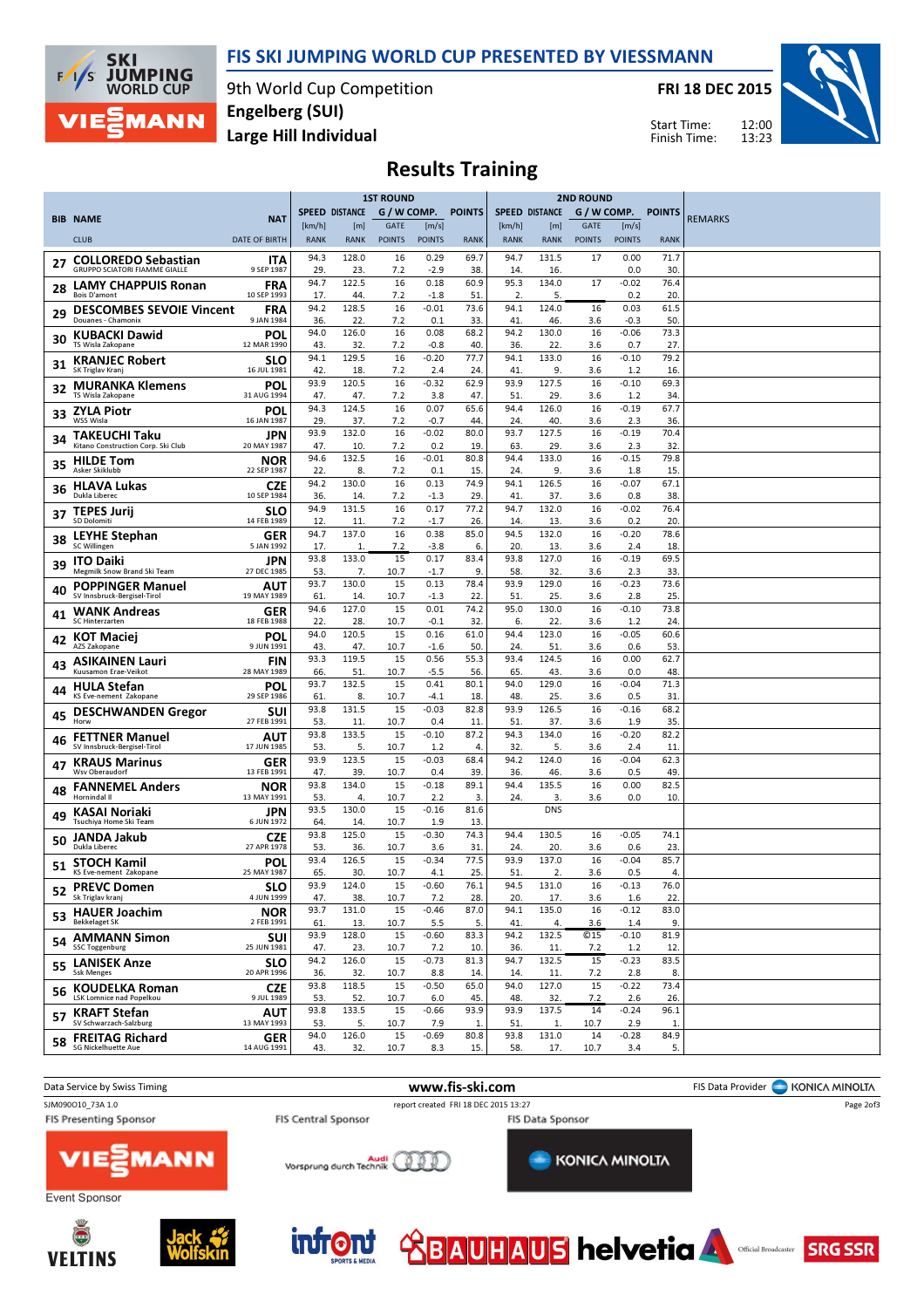# FIS SKI JUMPING WORLD CUP PRESENTED BY VIESSMANN

9th World Cup Competition
Engelberg (SUI)
Large Hill Individual

FRI 18 DEC 2015

Start Time: 12:00
Finish Time: 13:23

## Results Training

| BIB | NAME / CLUB | NAT / DATE OF BIRTH | 1ST ROUND SPEED [km/h] / RANK | DISTANCE [m] / RANK | G / W COMP. GATE / POINTS | [m/s] / POINTS | POINTS / RANK | 2ND ROUND SPEED [km/h] / RANK | DISTANCE [m] / RANK | G / W COMP. GATE / POINTS | [m/s] / POINTS | POINTS / RANK | REMARKS |
|---|---|---|---|---|---|---|---|---|---|---|---|---|---|
| 27 | COLLOREDO Sebastian / GRUPPO SCIATORI FIAMME GIALLE | ITA / 9 SEP 1987 | 94.3 / 29. | 128.0 / 23. | 16 / 7.2 | 0.29 / -2.9 | 69.7 / 38. | 94.7 / 14. | 131.5 / 16. | 17 / | 0.00 / 0.0 | 71.7 / 30. | |
| 28 | LAMY CHAPPUIS Ronan / Bois D'amont | FRA / 10 SEP 1993 | 94.7 / 17. | 122.5 / 44. | 16 / 7.2 | 0.18 / -1.8 | 60.9 / 51. | 95.3 / 2. | 134.0 / 5. | 17 / | -0.02 / 0.2 | 76.4 / 20. | |
| 29 | DESCOMBES SEVOIE Vincent / Douanes - Chamonix | FRA / 9 JAN 1984 | 94.2 / 36. | 128.5 / 22. | 16 / 7.2 | -0.01 / 0.1 | 73.6 / 33. | 94.1 / 41. | 124.0 / 46. | 16 / 3.6 | 0.03 / -0.3 | 61.5 / 50. | |
| 30 | KUBACKI Dawid / TS Wisla Zakopane | POL / 12 MAR 1990 | 94.0 / 43. | 126.0 / 32. | 16 / 7.2 | 0.08 / -0.8 | 68.2 / 40. | 94.2 / 36. | 130.0 / 22. | 16 / 3.6 | -0.06 / 0.7 | 73.3 / 27. | |
| 31 | KRANJEC Robert / SK Triglav Kranj | SLO / 16 JUL 1981 | 94.1 / 42. | 129.5 / 18. | 16 / 7.2 | -0.20 / 2.4 | 77.7 / 24. | 94.1 / 41. | 133.0 / 9. | 16 / 3.6 | -0.10 / 1.2 | 79.2 / 16. | |
| 32 | MURANKA Klemens / TS Wisla Zakopane | POL / 31 AUG 1994 | 93.9 / 47. | 120.5 / 47. | 16 / 7.2 | -0.32 / 3.8 | 62.9 / 47. | 93.9 / 51. | 127.5 / 29. | 16 / 3.6 | -0.10 / 1.2 | 69.3 / 34. | |
| 33 | ZYLA Piotr / WSS Wisla | POL / 16 JAN 1987 | 94.3 / 29. | 124.5 / 37. | 16 / 7.2 | 0.07 / -0.7 | 65.6 / 44. | 94.4 / 24. | 126.0 / 40. | 16 / 3.6 | -0.19 / 2.3 | 67.7 / 36. | |
| 34 | TAKEUCHI Taku / Kitano Construction Corp. Ski Club | JPN / 20 MAY 1987 | 93.9 / 47. | 132.0 / 10. | 16 / 7.2 | -0.02 / 0.2 | 80.0 / 19. | 93.7 / 63. | 127.5 / 29. | 16 / 3.6 | -0.19 / 2.3 | 70.4 / 32. | |
| 35 | HILDE Tom / Asker Skiklubb | NOR / 22 SEP 1987 | 94.6 / 22. | 132.5 / 8. | 16 / 7.2 | -0.01 / 0.1 | 80.8 / 15. | 94.4 / 24. | 133.0 / 9. | 16 / 3.6 | -0.15 / 1.8 | 79.8 / 15. | |
| 36 | HLAVA Lukas / Dukla Liberec | CZE / 10 SEP 1984 | 94.2 / 36. | 130.0 / 14. | 16 / 7.2 | 0.13 / -1.3 | 74.9 / 29. | 94.1 / 41. | 126.5 / 37. | 16 / 3.6 | -0.07 / 0.8 | 67.1 / 38. | |
| 37 | TEPES Jurij / SD Dolomiti | SLO / 14 FEB 1989 | 94.9 / 12. | 131.5 / 11. | 16 / 7.2 | 0.17 / -1.7 | 77.2 / 26. | 94.7 / 14. | 132.0 / 13. | 16 / 3.6 | -0.02 / 0.2 | 76.4 / 20. | |
| 38 | LEYHE Stephan / SC Willingen | GER / 5 JAN 1992 | 94.7 / 17. | 137.0 / 1. | 16 / 7.2 | 0.38 / -3.8 | 85.0 / 6. | 94.5 / 20. | 132.0 / 13. | 16 / 3.6 | -0.20 / 2.4 | 78.6 / 18. | |
| 39 | ITO Daiki / Megmilk Snow Brand Ski Team | JPN / 27 DEC 1985 | 93.8 / 53. | 133.0 / 7. | 15 / 10.7 | 0.17 / -1.7 | 83.4 / 9. | 93.8 / 58. | 127.0 / 32. | 16 / 3.6 | -0.19 / 2.3 | 69.5 / 33. | |
| 40 | POPPINGER Manuel / SV Innsbruck-Bergisel-Tirol | AUT / 19 MAY 1989 | 93.7 / 61. | 130.0 / 14. | 15 / 10.7 | 0.13 / -1.3 | 78.4 / 22. | 93.9 / 51. | 129.0 / 25. | 16 / 3.6 | -0.23 / 2.8 | 73.6 / 25. | |
| 41 | WANK Andreas / SC Hinterzarten | GER / 18 FEB 1988 | 94.6 / 22. | 127.0 / 28. | 15 / 10.7 | 0.01 / -0.1 | 74.2 / 32. | 95.0 / 6. | 130.0 / 22. | 16 / 3.6 | -0.10 / 1.2 | 73.8 / 24. | |
| 42 | KOT Maciej / AZS Zakopane | POL / 9 JUN 1991 | 94.0 / 43. | 120.5 / 47. | 15 / 10.7 | 0.16 / -1.6 | 61.0 / 50. | 94.4 / 24. | 123.0 / 51. | 16 / 3.6 | -0.05 / 0.6 | 60.6 / 53. | |
| 43 | ASIKAINEN Lauri / Kuusamon Erae-Veikot | FIN / 28 MAY 1989 | 93.3 / 66. | 119.5 / 51. | 15 / 10.7 | 0.56 / -5.5 | 55.3 / 56. | 93.4 / 65. | 124.5 / 43. | 16 / 3.6 | 0.00 / 0.0 | 62.7 / 48. | |
| 44 | HULA Stefan / KS Eve-nement Zakopane | POL / 29 SEP 1986 | 93.7 / 61. | 132.5 / 8. | 15 / 10.7 | 0.41 / -4.1 | 80.1 / 18. | 94.0 / 48. | 129.0 / 25. | 16 / 3.6 | -0.04 / 0.5 | 71.3 / 31. | |
| 45 | DESCHWANDEN Gregor / Horw | SUI / 27 FEB 1991 | 93.8 / 53. | 131.5 / 11. | 15 / 10.7 | -0.03 / 0.4 | 82.8 / 11. | 93.9 / 51. | 126.5 / 37. | 16 / 3.6 | -0.16 / 1.9 | 68.2 / 35. | |
| 46 | FETTNER Manuel / SV Innsbruck-Bergisel-Tirol | AUT / 17 JUN 1985 | 93.8 / 53. | 133.5 / 5. | 15 / 10.7 | -0.10 / 1.2 | 87.2 / 4. | 94.3 / 32. | 134.0 / 5. | 16 / 3.6 | -0.20 / 2.4 | 82.2 / 11. | |
| 47 | KRAUS Marinus / Wsv Oberaudorf | GER / 13 FEB 1991 | 93.9 / 47. | 123.5 / 39. | 15 / 10.7 | -0.03 / 0.4 | 68.4 / 39. | 94.2 / 36. | 124.0 / 46. | 16 / 3.6 | -0.04 / 0.5 | 62.3 / 49. | |
| 48 | FANNEMEL Anders / Hornindal Il | NOR / 13 MAY 1991 | 93.8 / 53. | 134.0 / 4. | 15 / 10.7 | -0.18 / 2.2 | 89.1 / 3. | 94.4 / 24. | 135.5 / 3. | 16 / 3.6 | 0.00 / 0.0 | 82.5 / 10. | |
| 49 | KASAI Noriaki / Tsuchiya Home Ski Team | JPN / 6 JUN 1972 | 93.5 / 64. | 130.0 / 14. | 15 / 10.7 | -0.16 / 1.9 | 81.6 / 13. | | DNS | | | | |
| 50 | JANDA Jakub / Dukla Liberec | CZE / 27 APR 1978 | 93.8 / 53. | 125.0 / 36. | 15 / 10.7 | -0.30 / 3.6 | 74.3 / 31. | 94.4 / 24. | 130.5 / 20. | 16 / 3.6 | -0.05 / 0.6 | 74.1 / 23. | |
| 51 | STOCH Kamil / KS Eve-nement Zakopane | POL / 25 MAY 1987 | 93.4 / 65. | 126.5 / 30. | 15 / 10.7 | -0.34 / 4.1 | 77.5 / 25. | 93.9 / 51. | 137.0 / 2. | 16 / 3.6 | -0.04 / 0.5 | 85.7 / 4. | |
| 52 | PREVC Domen / Sk Triglav kranj | SLO / 4 JUN 1999 | 93.9 / 47. | 124.0 / 38. | 15 / 10.7 | -0.60 / 7.2 | 76.1 / 28. | 94.5 / 20. | 131.0 / 17. | 16 / 3.6 | -0.13 / 1.6 | 76.0 / 22. | |
| 53 | HAUER Joachim / Bekkelaget SK | NOR / 2 FEB 1991 | 93.7 / 61. | 131.0 / 13. | 15 / 10.7 | -0.46 / 5.5 | 87.0 / 5. | 94.1 / 41. | 135.0 / 4. | 16 / 3.6 | -0.12 / 1.4 | 83.0 / 9. | |
| 54 | AMMANN Simon / SSC Toggenburg | SUI / 25 JUN 1981 | 93.9 / 47. | 128.0 / 23. | 15 / 10.7 | -0.60 / 7.2 | 83.3 / 10. | 94.2 / 36. | 132.5 / 11. | ©15 / 7.2 | -0.10 / 1.2 | 81.9 / 12. | |
| 55 | LANISEK Anze / Ssk Menges | SLO / 20 APR 1996 | 94.2 / 36. | 126.0 / 32. | 15 / 10.7 | -0.73 / 8.8 | 81.3 / 14. | 94.7 / 14. | 132.5 / 11. | 15 / 7.2 | -0.23 / 2.8 | 83.5 / 8. | |
| 56 | KOUDELKA Roman / LSK Lomnice nad Popelkou | CZE / 9 JUL 1989 | 93.8 / 53. | 118.5 / 52. | 15 / 10.7 | -0.50 / 6.0 | 65.0 / 45. | 94.0 / 48. | 127.0 / 32. | 15 / 7.2 | -0.22 / 2.6 | 73.4 / 26. | |
| 57 | KRAFT Stefan / SV Schwarzach-Salzburg | AUT / 13 MAY 1993 | 93.8 / 53. | 133.5 / 5. | 15 / 10.7 | -0.66 / 7.9 | 93.9 / 1. | 93.9 / 51. | 137.5 / 1. | 14 / 10.7 | -0.24 / 2.9 | 96.1 / 1. | |
| 58 | FREITAG Richard / SG Nickelhuette Aue | GER / 14 AUG 1991 | 94.0 / 43. | 126.0 / 32. | 15 / 10.7 | -0.69 / 8.3 | 80.8 / 15. | 93.8 / 58. | 131.0 / 17. | 14 / 10.7 | -0.28 / 3.4 | 84.9 / 5. | |

Data Service by Swiss Timing — www.fis-ski.com — FIS Data Provider KONICA MINOLTA

SJM090O10_73A 1.0 — report created FRI 18 DEC 2015 13:27

FIS Presenting Sponsor — FIS Central Sponsor — FIS Data Sponsor

Event Sponsor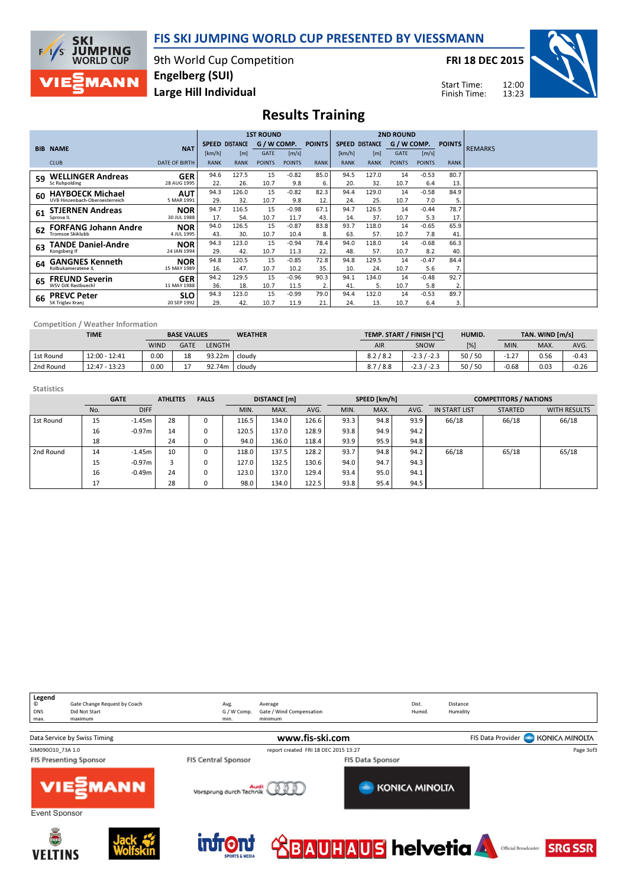# FIS SKI JUMPING WORLD CUP PRESENTED BY VIESSMANN

9th World Cup Competition
**Engelberg (SUI)**
**Large Hill Individual**

**FRI 18 DEC 2015**

Start Time: 12:00
Finish Time: 13:23

## Results Training

| BIB | NAME / CLUB | NAT / DATE OF BIRTH | 1st Round SPEED [km/h] / RANK | DISTANCE [m] / RANK | G/W COMP. GATE / POINTS | [m/s] / POINTS | POINTS / RANK | 2nd Round SPEED [km/h] / RANK | DISTANCE [m] / RANK | G/W COMP. GATE / POINTS | [m/s] / POINTS | POINTS / RANK | REMARKS |
|---|---|---|---|---|---|---|---|---|---|---|---|---|---|
| 59 | WELLINGER Andreas | GER | 94.6 | 127.5 | 15 | -0.82 | 85.0 | 94.5 | 127.0 | 14 | -0.53 | 80.7 | |
| | Sc Ruhpolding | 28 AUG 1995 | 22. | 26. | 10.7 | 9.8 | 6. | 20. | 32. | 10.7 | 6.4 | 13. | |
| 60 | HAYBOECK Michael | AUT | 94.3 | 126.0 | 15 | -0.82 | 82.3 | 94.4 | 129.0 | 14 | -0.58 | 84.9 | |
| | UVB Hinzenbach-Oberoesterreich | 5 MAR 1991 | 29. | 32. | 10.7 | 9.8 | 12. | 24. | 25. | 10.7 | 7.0 | 5. | |
| 61 | STJERNEN Andreas | NOR | 94.7 | 116.5 | 15 | -0.98 | 67.1 | 94.7 | 126.5 | 14 | -0.44 | 78.7 | |
| | Sprova IL | 30 JUL 1988 | 17. | 54. | 10.7 | 11.7 | 43. | 14. | 37. | 10.7 | 5.3 | 17. | |
| 62 | FORFANG Johann Andre | NOR | 94.0 | 126.5 | 15 | -0.87 | 83.8 | 93.7 | 118.0 | 14 | -0.65 | 65.9 | |
| | Tromsoe Skiklubb | 4 JUL 1995 | 43. | 30. | 10.7 | 10.4 | 8. | 63. | 57. | 10.7 | 7.8 | 41. | |
| 63 | TANDE Daniel-Andre | NOR | 94.3 | 123.0 | 15 | -0.94 | 78.4 | 94.0 | 118.0 | 14 | -0.68 | 66.3 | |
| | Kongsberg If | 24 JAN 1994 | 29. | 42. | 10.7 | 11.3 | 22. | 48. | 57. | 10.7 | 8.2 | 40. | |
| 64 | GANGNES Kenneth | NOR | 94.8 | 120.5 | 15 | -0.85 | 72.8 | 94.8 | 129.5 | 14 | -0.47 | 84.4 | |
| | Kolbukameratene IL | 15 MAY 1989 | 16. | 47. | 10.7 | 10.2 | 35. | 10. | 24. | 10.7 | 5.6 | 7. | |
| 65 | FREUND Severin | GER | 94.2 | 129.5 | 15 | -0.96 | 90.3 | 94.1 | 134.0 | 14 | -0.48 | 92.7 | |
| | WSV DJK Rastbuechl | 11 MAY 1988 | 36. | 18. | 10.7 | 11.5 | 2. | 41. | 5. | 10.7 | 5.8 | 2. | |
| 66 | PREVC Peter | SLO | 94.3 | 123.0 | 15 | -0.99 | 79.0 | 94.4 | 132.0 | 14 | -0.53 | 89.7 | |
| | SK Triglav Kranj | 20 SEP 1992 | 29. | 42. | 10.7 | 11.9 | 21. | 24. | 13. | 10.7 | 6.4 | 3. | |

### Competition / Weather Information

| | TIME | BASE VALUES | | | WEATHER | TEMP. START / FINISH [°C] | | HUMID. | TAN. WIND [m/s] | | |
|---|---|---|---|---|---|---|---|---|---|---|---|
| | | WIND | GATE | LENGTH | | AIR | SNOW | [%] | MIN. | MAX. | AVG. |
| 1st Round | 12:00 - 12:41 | 0.00 | 18 | 93.22m | cloudy | 8.2 / 8.2 | -2.3 / -2.3 | 50 / 50 | -1.27 | 0.56 | -0.43 |
| 2nd Round | 12:47 - 13:23 | 0.00 | 17 | 92.74m | cloudy | 8.7 / 8.8 | -2.3 / -2.3 | 50 / 50 | -0.68 | 0.03 | -0.26 |

### Statistics

| | GATE | | ATHLETES | FALLS | DISTANCE [m] | | | SPEED [km/h] | | | COMPETITORS / NATIONS | | |
|---|---|---|---|---|---|---|---|---|---|---|---|---|---|
| | No. | DIFF | | | MIN. | MAX. | AVG. | MIN. | MAX. | AVG. | IN START LIST | STARTED | WITH RESULTS |
| 1st Round | 15 | -1.45m | 28 | 0 | 116.5 | 134.0 | 126.6 | 93.3 | 94.8 | 93.9 | 66/18 | 66/18 | 66/18 |
| | 16 | -0.97m | 14 | 0 | 120.5 | 137.0 | 128.9 | 93.8 | 94.9 | 94.2 | | | |
| | 18 | | 24 | 0 | 94.0 | 136.0 | 118.4 | 93.9 | 95.9 | 94.8 | | | |
| 2nd Round | 14 | -1.45m | 10 | 0 | 118.0 | 137.5 | 128.2 | 93.7 | 94.8 | 94.2 | 66/18 | 65/18 | 65/18 |
| | 15 | -0.97m | 3 | 0 | 127.0 | 132.5 | 130.6 | 94.0 | 94.7 | 94.3 | | | |
| | 16 | -0.49m | 24 | 0 | 123.0 | 137.0 | 129.4 | 93.4 | 95.0 | 94.1 | | | |
| | 17 | | 28 | 0 | 98.0 | 134.0 | 122.5 | 93.8 | 95.4 | 94.5 | | | |

**Legend**

| | | | | | |
|---|---|---|---|---|---|
| © | Gate Change Request by Coach | Avg. | Average | Dist. | Distance |
| DNS | Did Not Start | G / W Comp. | Gate / Wind Compensation | Humid. | Humidity |
| max. | maximum | min. | minimum | | |

Data Service by Swiss Timing — www.fis-ski.com — FIS Data Provider KONICA MINOLTA

SJM090O10_73A 1.0 — report created FRI 18 DEC 2015 13:27

FIS Presenting Sponsor: VIESSMANN — FIS Central Sponsor: Audi Vorsprung durch Technik — FIS Data Sponsor: KONICA MINOLTA

Event Sponsor: VELTINS, Jack Wolfskin, infront, BAUHAUS, helvetia, SRG SSR (Official Broadcaster)